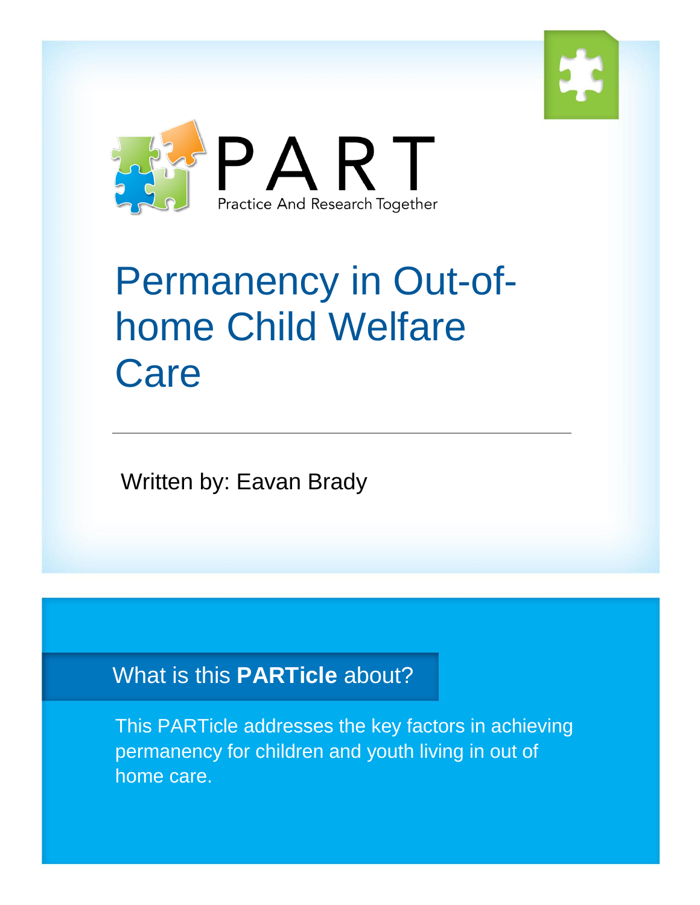PART

Practice And Research Together

# Permanency in Out-of-home Child Welfare Care

Written by: Eavan Brady

## What is this **PARTicle** about?

This PARTicle addresses the key factors in achieving permanency for children and youth living in out of home care.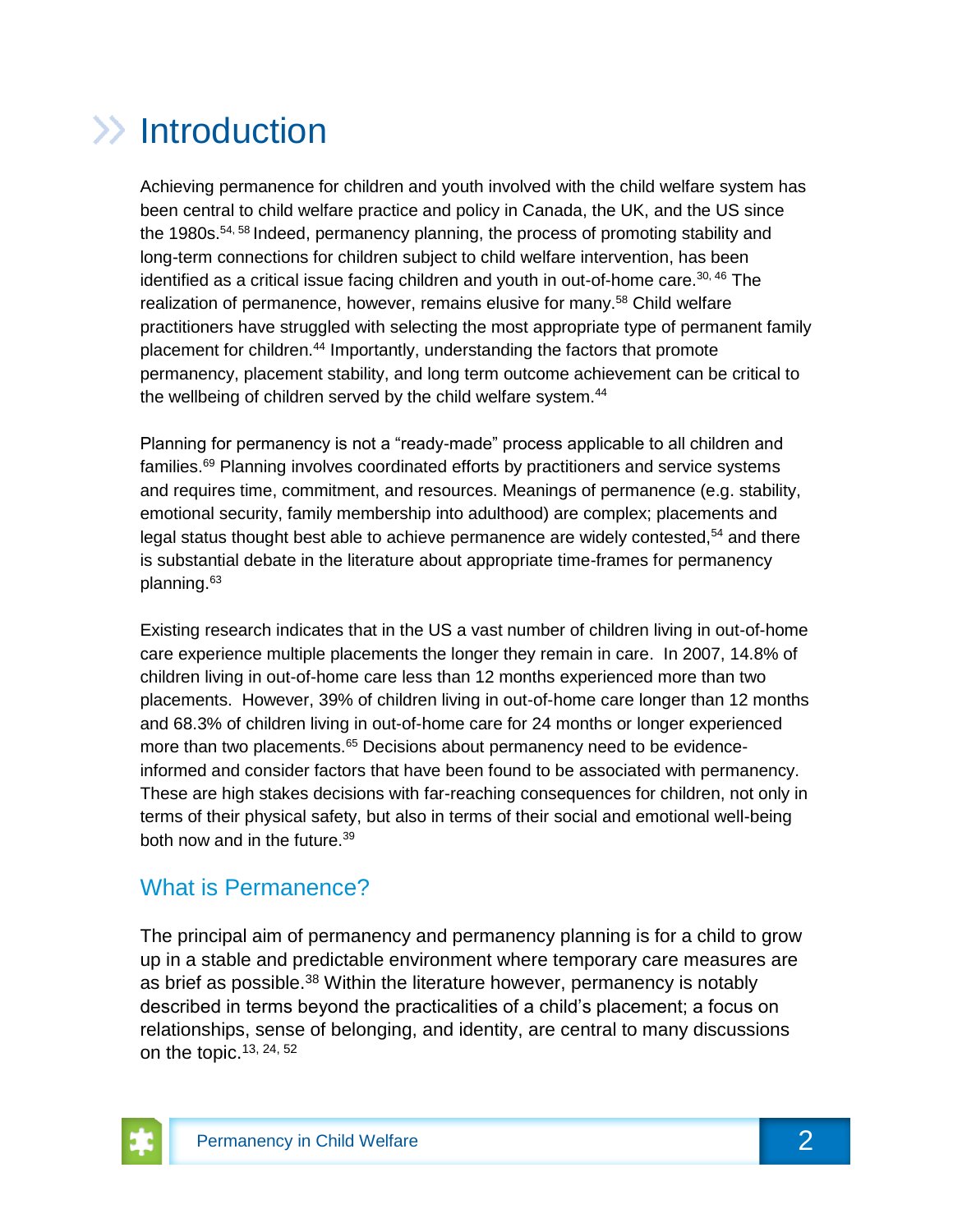# Introduction

Achieving permanence for children and youth involved with the child welfare system has been central to child welfare practice and policy in Canada, the UK, and the US since the 1980s.[54, 58] Indeed, permanency planning, the process of promoting stability and long-term connections for children subject to child welfare intervention, has been identified as a critical issue facing children and youth in out-of-home care.[30, 46] The realization of permanence, however, remains elusive for many.[58] Child welfare practitioners have struggled with selecting the most appropriate type of permanent family placement for children.[44] Importantly, understanding the factors that promote permanency, placement stability, and long term outcome achievement can be critical to the wellbeing of children served by the child welfare system.[44]

Planning for permanency is not a "ready-made" process applicable to all children and families.[69] Planning involves coordinated efforts by practitioners and service systems and requires time, commitment, and resources. Meanings of permanence (e.g. stability, emotional security, family membership into adulthood) are complex; placements and legal status thought best able to achieve permanence are widely contested,[54] and there is substantial debate in the literature about appropriate time-frames for permanency planning.[63]

Existing research indicates that in the US a vast number of children living in out-of-home care experience multiple placements the longer they remain in care. In 2007, 14.8% of children living in out-of-home care less than 12 months experienced more than two placements. However, 39% of children living in out-of-home care longer than 12 months and 68.3% of children living in out-of-home care for 24 months or longer experienced more than two placements.[65] Decisions about permanency need to be evidence-informed and consider factors that have been found to be associated with permanency. These are high stakes decisions with far-reaching consequences for children, not only in terms of their physical safety, but also in terms of their social and emotional well-being both now and in the future.[39]

## What is Permanence?

The principal aim of permanency and permanency planning is for a child to grow up in a stable and predictable environment where temporary care measures are as brief as possible.[38] Within the literature however, permanency is notably described in terms beyond the practicalities of a child's placement; a focus on relationships, sense of belonging, and identity, are central to many discussions on the topic.[13, 24, 52]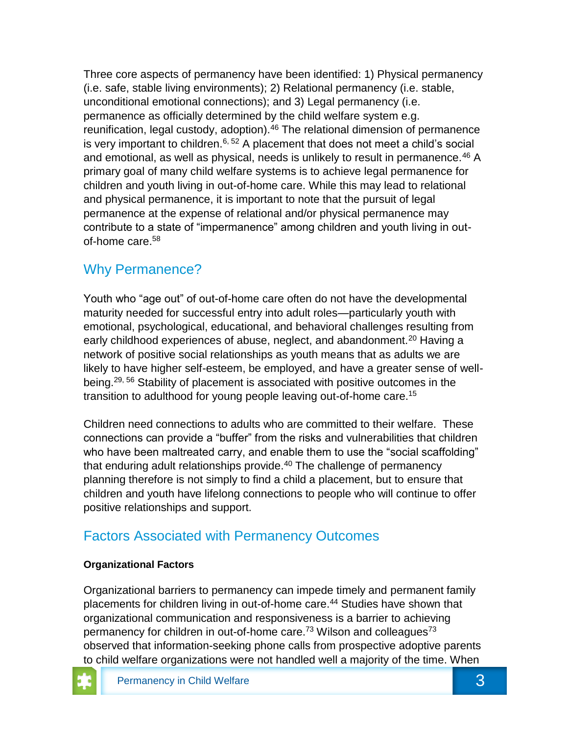Three core aspects of permanency have been identified: 1) Physical permanency (i.e. safe, stable living environments); 2) Relational permanency (i.e. stable, unconditional emotional connections); and 3) Legal permanency (i.e. permanence as officially determined by the child welfare system e.g. reunification, legal custody, adoption).[46] The relational dimension of permanence is very important to children.[6, 52] A placement that does not meet a child's social and emotional, as well as physical, needs is unlikely to result in permanence.[46] A primary goal of many child welfare systems is to achieve legal permanence for children and youth living in out-of-home care. While this may lead to relational and physical permanence, it is important to note that the pursuit of legal permanence at the expense of relational and/or physical permanence may contribute to a state of "impermanence" among children and youth living in out-of-home care.[58]

## Why Permanence?

Youth who "age out" of out-of-home care often do not have the developmental maturity needed for successful entry into adult roles—particularly youth with emotional, psychological, educational, and behavioral challenges resulting from early childhood experiences of abuse, neglect, and abandonment.[20] Having a network of positive social relationships as youth means that as adults we are likely to have higher self-esteem, be employed, and have a greater sense of well-being.[29, 56] Stability of placement is associated with positive outcomes in the transition to adulthood for young people leaving out-of-home care.[15]

Children need connections to adults who are committed to their welfare. These connections can provide a "buffer" from the risks and vulnerabilities that children who have been maltreated carry, and enable them to use the "social scaffolding" that enduring adult relationships provide.[40] The challenge of permanency planning therefore is not simply to find a child a placement, but to ensure that children and youth have lifelong connections to people who will continue to offer positive relationships and support.

## Factors Associated with Permanency Outcomes

**Organizational Factors**

Organizational barriers to permanency can impede timely and permanent family placements for children living in out-of-home care.[44] Studies have shown that organizational communication and responsiveness is a barrier to achieving permanency for children in out-of-home care.[73] Wilson and colleagues[73] observed that information-seeking phone calls from prospective adoptive parents to child welfare organizations were not handled well a majority of the time. When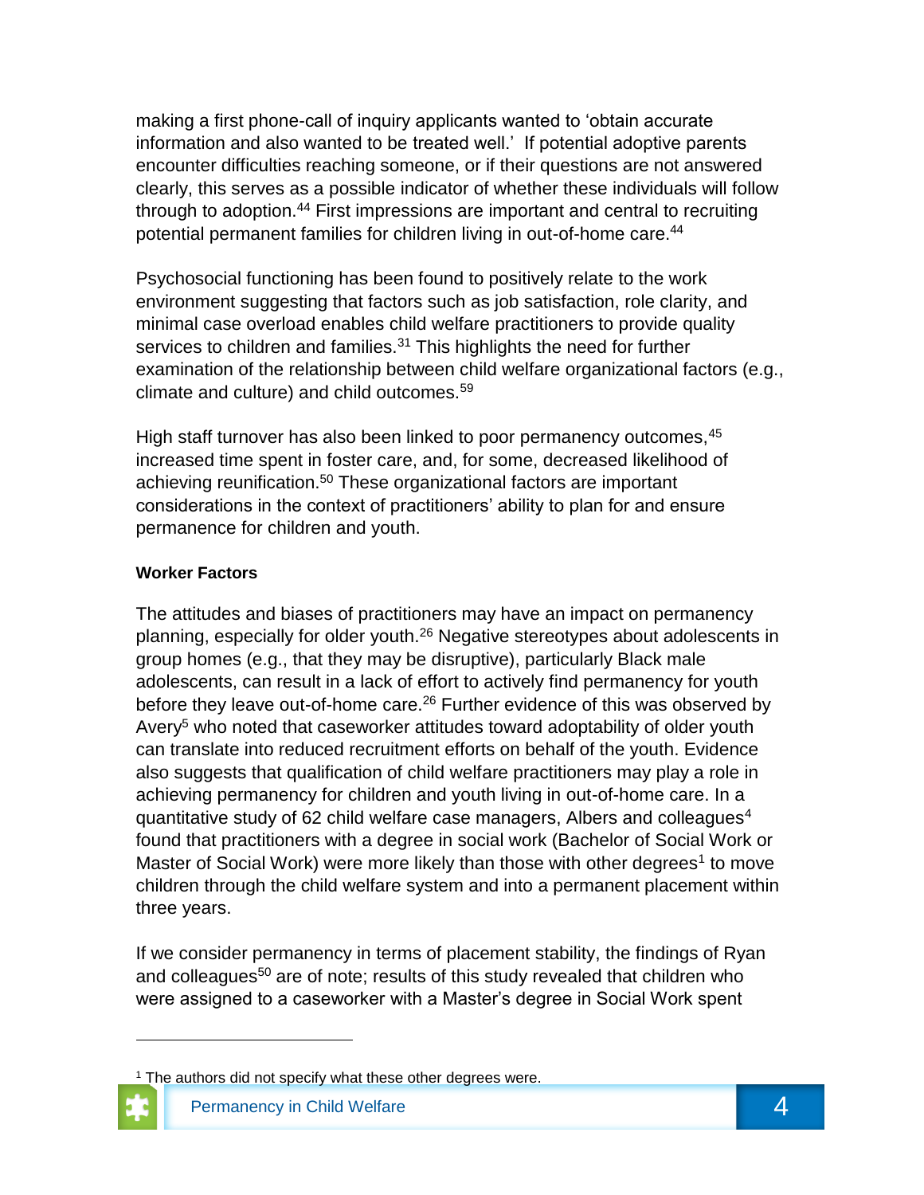making a first phone-call of inquiry applicants wanted to 'obtain accurate information and also wanted to be treated well.' If potential adoptive parents encounter difficulties reaching someone, or if their questions are not answered clearly, this serves as a possible indicator of whether these individuals will follow through to adoption.[44] First impressions are important and central to recruiting potential permanent families for children living in out-of-home care.[44]

Psychosocial functioning has been found to positively relate to the work environment suggesting that factors such as job satisfaction, role clarity, and minimal case overload enables child welfare practitioners to provide quality services to children and families.[31] This highlights the need for further examination of the relationship between child welfare organizational factors (e.g., climate and culture) and child outcomes.[59]

High staff turnover has also been linked to poor permanency outcomes,[45] increased time spent in foster care, and, for some, decreased likelihood of achieving reunification.[50] These organizational factors are important considerations in the context of practitioners' ability to plan for and ensure permanence for children and youth.

**Worker Factors**

The attitudes and biases of practitioners may have an impact on permanency planning, especially for older youth.[26] Negative stereotypes about adolescents in group homes (e.g., that they may be disruptive), particularly Black male adolescents, can result in a lack of effort to actively find permanency for youth before they leave out-of-home care.[26] Further evidence of this was observed by Avery[5] who noted that caseworker attitudes toward adoptability of older youth can translate into reduced recruitment efforts on behalf of the youth. Evidence also suggests that qualification of child welfare practitioners may play a role in achieving permanency for children and youth living in out-of-home care. In a quantitative study of 62 child welfare case managers, Albers and colleagues[4] found that practitioners with a degree in social work (Bachelor of Social Work or Master of Social Work) were more likely than those with other degrees[1] to move children through the child welfare system and into a permanent placement within three years.

If we consider permanency in terms of placement stability, the findings of Ryan and colleagues[50] are of note; results of this study revealed that children who were assigned to a caseworker with a Master's degree in Social Work spent

[1] The authors did not specify what these other degrees were.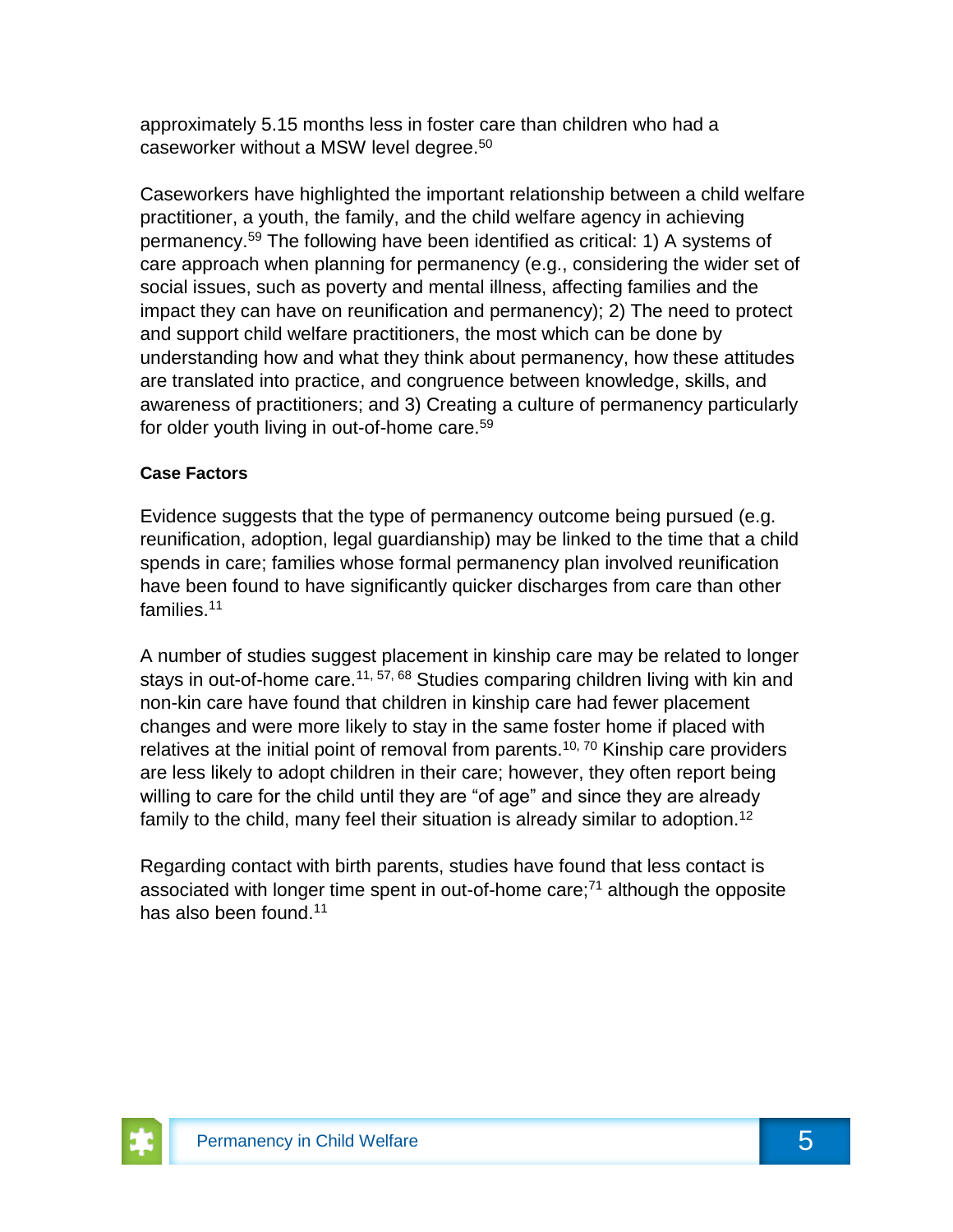approximately 5.15 months less in foster care than children who had a caseworker without a MSW level degree.[50]

Caseworkers have highlighted the important relationship between a child welfare practitioner, a youth, the family, and the child welfare agency in achieving permanency.[59] The following have been identified as critical: 1) A systems of care approach when planning for permanency (e.g., considering the wider set of social issues, such as poverty and mental illness, affecting families and the impact they can have on reunification and permanency); 2) The need to protect and support child welfare practitioners, the most which can be done by understanding how and what they think about permanency, how these attitudes are translated into practice, and congruence between knowledge, skills, and awareness of practitioners; and 3) Creating a culture of permanency particularly for older youth living in out-of-home care.[59]

**Case Factors**

Evidence suggests that the type of permanency outcome being pursued (e.g. reunification, adoption, legal guardianship) may be linked to the time that a child spends in care; families whose formal permanency plan involved reunification have been found to have significantly quicker discharges from care than other families.[11]

A number of studies suggest placement in kinship care may be related to longer stays in out-of-home care.[11, 57, 68] Studies comparing children living with kin and non-kin care have found that children in kinship care had fewer placement changes and were more likely to stay in the same foster home if placed with relatives at the initial point of removal from parents.[10, 70] Kinship care providers are less likely to adopt children in their care; however, they often report being willing to care for the child until they are "of age" and since they are already family to the child, many feel their situation is already similar to adoption.[12]

Regarding contact with birth parents, studies have found that less contact is associated with longer time spent in out-of-home care;[71] although the opposite has also been found.[11]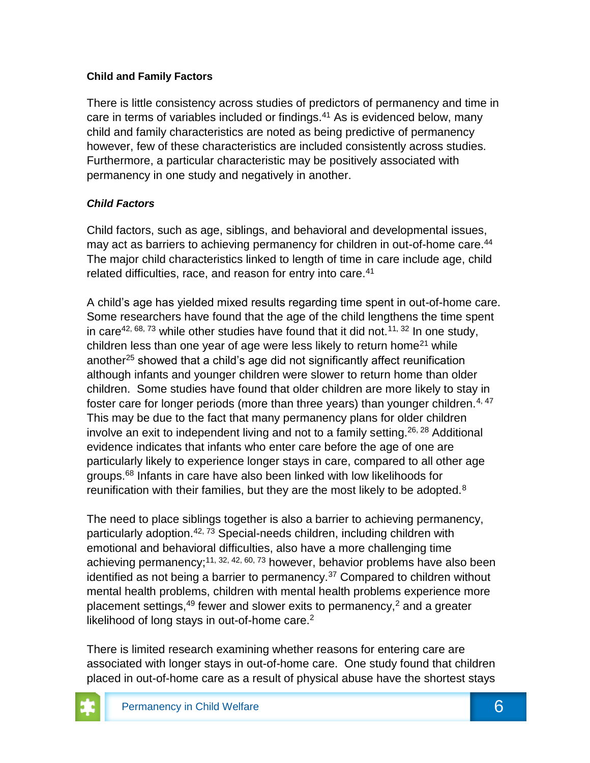**Child and Family Factors**

There is little consistency across studies of predictors of permanency and time in care in terms of variables included or findings.[41] As is evidenced below, many child and family characteristics are noted as being predictive of permanency however, few of these characteristics are included consistently across studies. Furthermore, a particular characteristic may be positively associated with permanency in one study and negatively in another.

***Child Factors***

Child factors, such as age, siblings, and behavioral and developmental issues, may act as barriers to achieving permanency for children in out-of-home care.[44] The major child characteristics linked to length of time in care include age, child related difficulties, race, and reason for entry into care.[41]

A child's age has yielded mixed results regarding time spent in out-of-home care. Some researchers have found that the age of the child lengthens the time spent in care[42, 68, 73] while other studies have found that it did not.[11, 32] In one study, children less than one year of age were less likely to return home[21] while another[25] showed that a child's age did not significantly affect reunification although infants and younger children were slower to return home than older children. Some studies have found that older children are more likely to stay in foster care for longer periods (more than three years) than younger children.[4, 47] This may be due to the fact that many permanency plans for older children involve an exit to independent living and not to a family setting.[26, 28] Additional evidence indicates that infants who enter care before the age of one are particularly likely to experience longer stays in care, compared to all other age groups.[68] Infants in care have also been linked with low likelihoods for reunification with their families, but they are the most likely to be adopted.[8]

The need to place siblings together is also a barrier to achieving permanency, particularly adoption.[42, 73] Special-needs children, including children with emotional and behavioral difficulties, also have a more challenging time achieving permanency;[11, 32, 42, 60, 73] however, behavior problems have also been identified as not being a barrier to permanency.[37] Compared to children without mental health problems, children with mental health problems experience more placement settings,[49] fewer and slower exits to permanency,[2] and a greater likelihood of long stays in out-of-home care.[2]

There is limited research examining whether reasons for entering care are associated with longer stays in out-of-home care. One study found that children placed in out-of-home care as a result of physical abuse have the shortest stays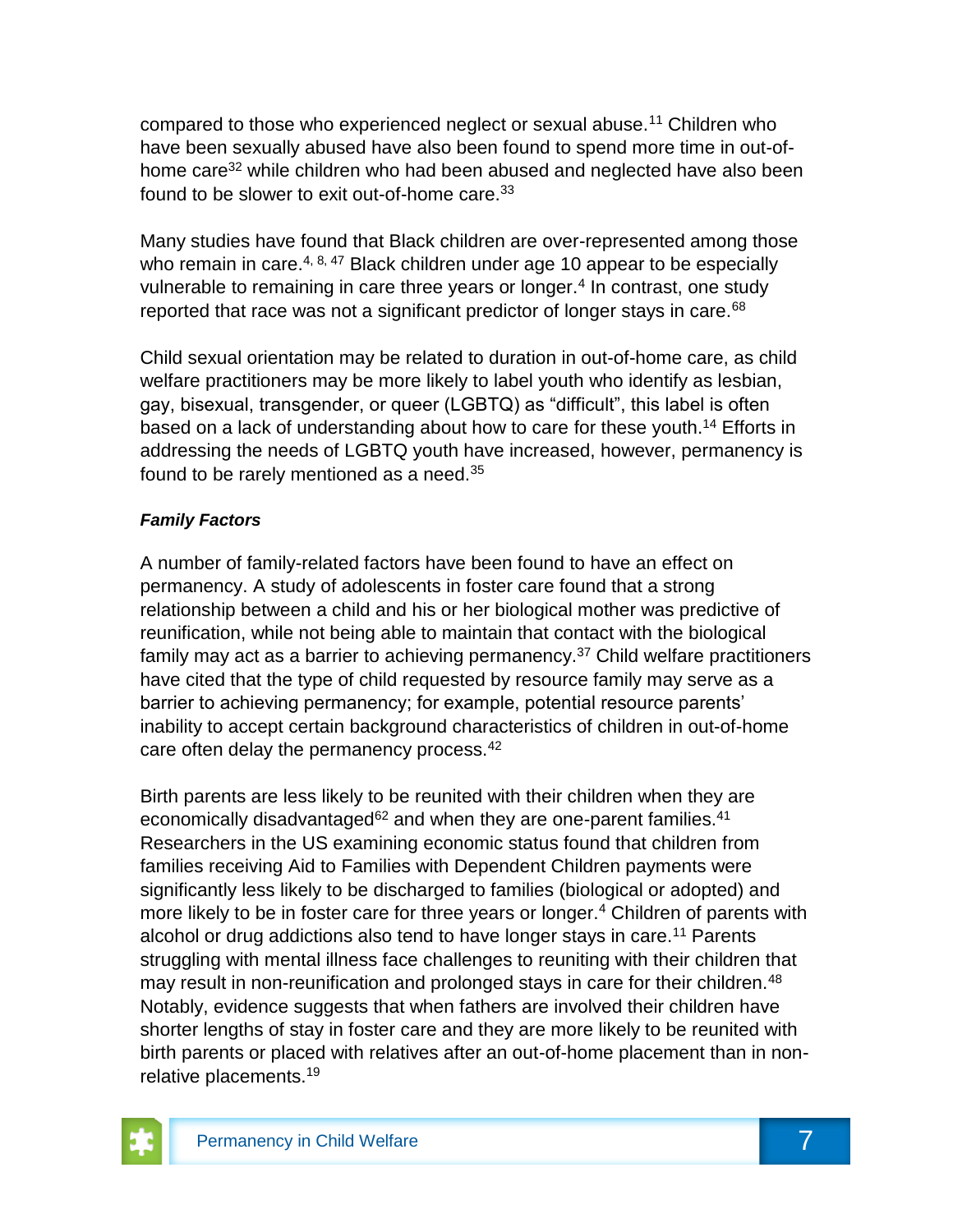compared to those who experienced neglect or sexual abuse.[11] Children who have been sexually abused have also been found to spend more time in out-of-home care[32] while children who had been abused and neglected have also been found to be slower to exit out-of-home care.[33]

Many studies have found that Black children are over-represented among those who remain in care.[4, 8, 47] Black children under age 10 appear to be especially vulnerable to remaining in care three years or longer.[4] In contrast, one study reported that race was not a significant predictor of longer stays in care.[68]

Child sexual orientation may be related to duration in out-of-home care, as child welfare practitioners may be more likely to label youth who identify as lesbian, gay, bisexual, transgender, or queer (LGBTQ) as "difficult", this label is often based on a lack of understanding about how to care for these youth.[14] Efforts in addressing the needs of LGBTQ youth have increased, however, permanency is found to be rarely mentioned as a need.[35]

***Family Factors***

A number of family-related factors have been found to have an effect on permanency. A study of adolescents in foster care found that a strong relationship between a child and his or her biological mother was predictive of reunification, while not being able to maintain that contact with the biological family may act as a barrier to achieving permanency.[37] Child welfare practitioners have cited that the type of child requested by resource family may serve as a barrier to achieving permanency; for example, potential resource parents' inability to accept certain background characteristics of children in out-of-home care often delay the permanency process.[42]

Birth parents are less likely to be reunited with their children when they are economically disadvantaged[62] and when they are one-parent families.[41] Researchers in the US examining economic status found that children from families receiving Aid to Families with Dependent Children payments were significantly less likely to be discharged to families (biological or adopted) and more likely to be in foster care for three years or longer.[4] Children of parents with alcohol or drug addictions also tend to have longer stays in care.[11] Parents struggling with mental illness face challenges to reuniting with their children that may result in non-reunification and prolonged stays in care for their children.[48] Notably, evidence suggests that when fathers are involved their children have shorter lengths of stay in foster care and they are more likely to be reunited with birth parents or placed with relatives after an out-of-home placement than in non-relative placements.[19]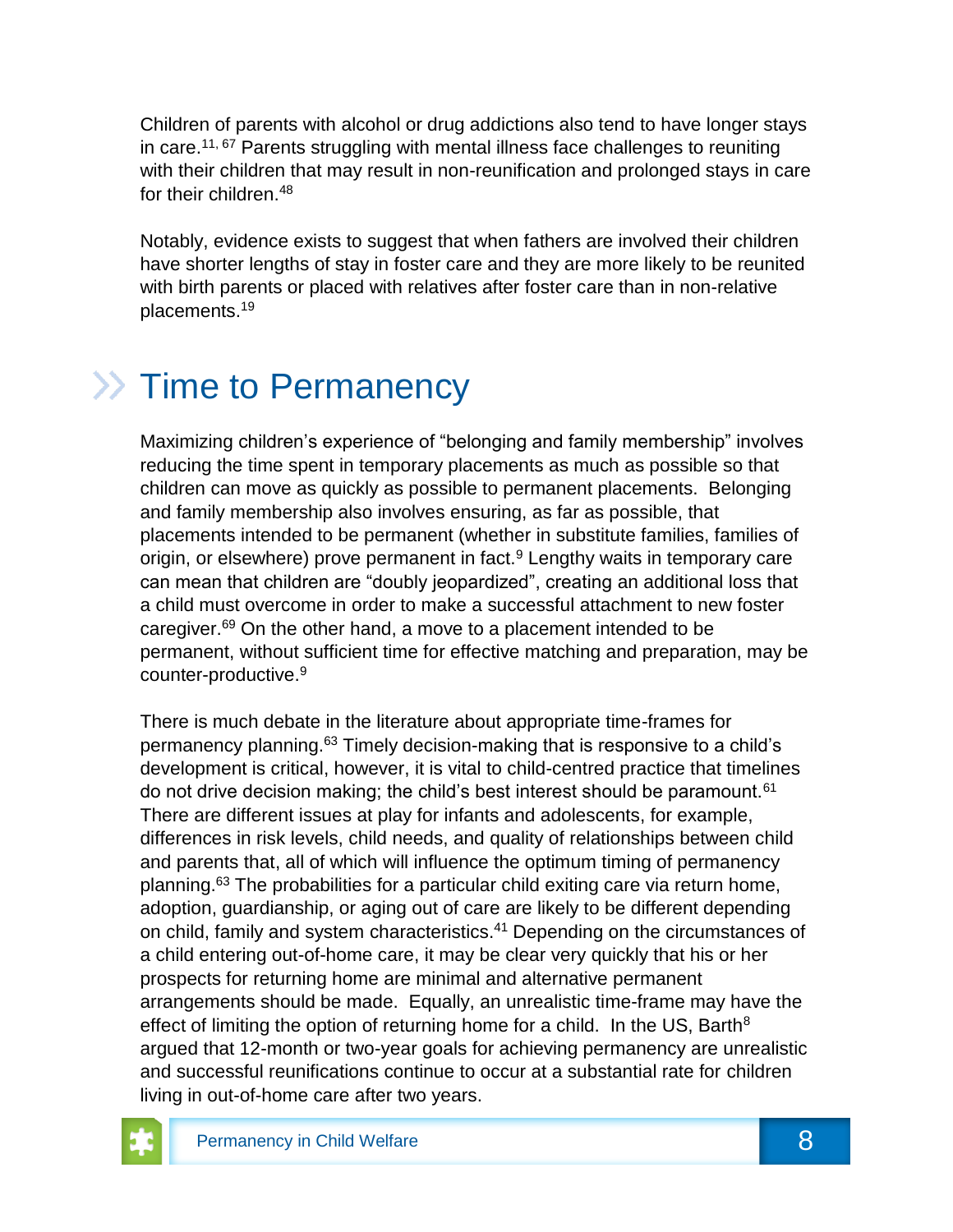Children of parents with alcohol or drug addictions also tend to have longer stays in care.[11, 67] Parents struggling with mental illness face challenges to reuniting with their children that may result in non-reunification and prolonged stays in care for their children.[48]

Notably, evidence exists to suggest that when fathers are involved their children have shorter lengths of stay in foster care and they are more likely to be reunited with birth parents or placed with relatives after foster care than in non-relative placements.[19]

## Time to Permanency

Maximizing children's experience of "belonging and family membership" involves reducing the time spent in temporary placements as much as possible so that children can move as quickly as possible to permanent placements. Belonging and family membership also involves ensuring, as far as possible, that placements intended to be permanent (whether in substitute families, families of origin, or elsewhere) prove permanent in fact.[9] Lengthy waits in temporary care can mean that children are "doubly jeopardized", creating an additional loss that a child must overcome in order to make a successful attachment to new foster caregiver.[69] On the other hand, a move to a placement intended to be permanent, without sufficient time for effective matching and preparation, may be counter-productive.[9]

There is much debate in the literature about appropriate time-frames for permanency planning.[63] Timely decision-making that is responsive to a child's development is critical, however, it is vital to child-centred practice that timelines do not drive decision making; the child's best interest should be paramount.[61] There are different issues at play for infants and adolescents, for example, differences in risk levels, child needs, and quality of relationships between child and parents that, all of which will influence the optimum timing of permanency planning.[63] The probabilities for a particular child exiting care via return home, adoption, guardianship, or aging out of care are likely to be different depending on child, family and system characteristics.[41] Depending on the circumstances of a child entering out-of-home care, it may be clear very quickly that his or her prospects for returning home are minimal and alternative permanent arrangements should be made. Equally, an unrealistic time-frame may have the effect of limiting the option of returning home for a child. In the US, Barth[8] argued that 12-month or two-year goals for achieving permanency are unrealistic and successful reunifications continue to occur at a substantial rate for children living in out-of-home care after two years.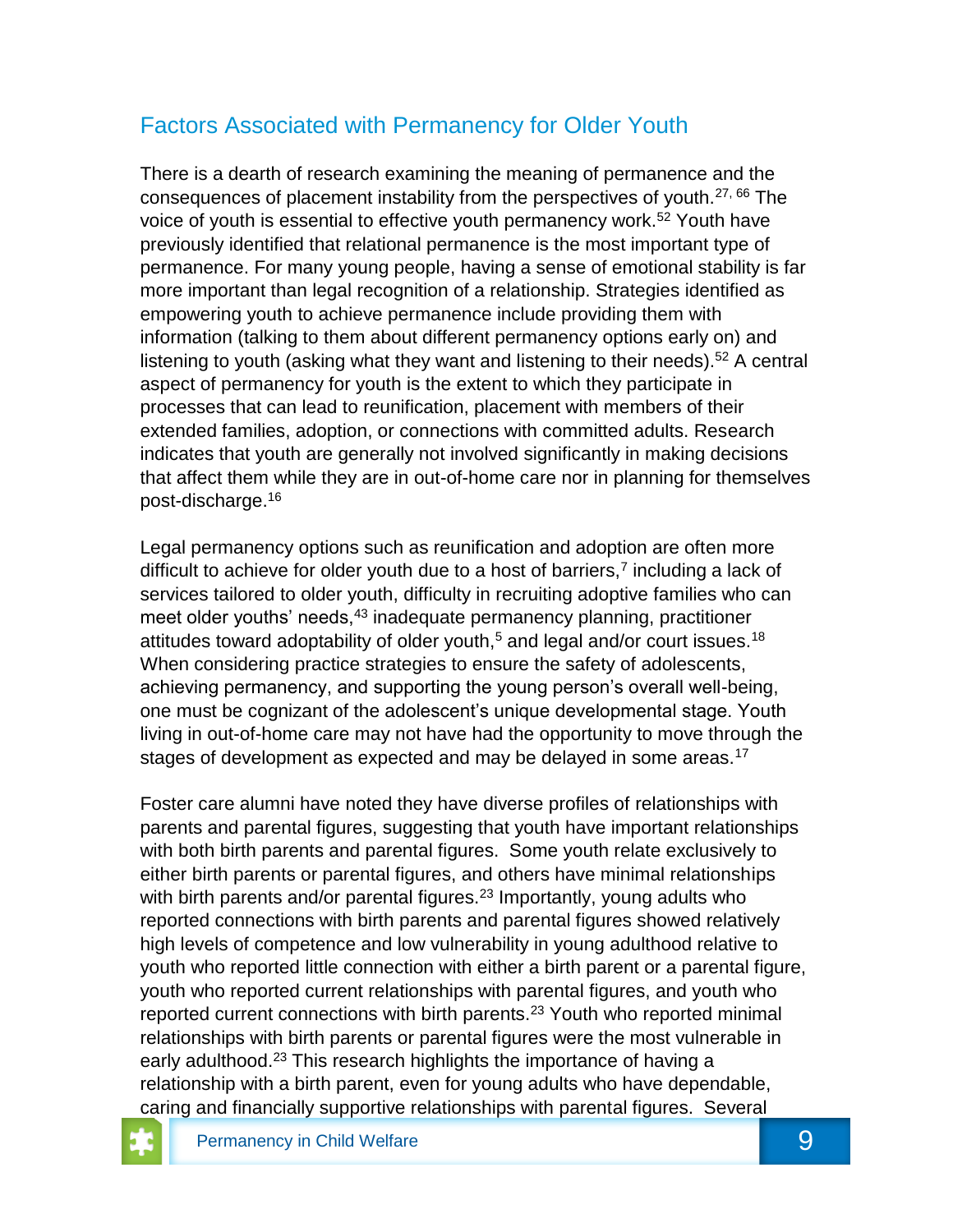## Factors Associated with Permanency for Older Youth

There is a dearth of research examining the meaning of permanence and the consequences of placement instability from the perspectives of youth.[27, 66] The voice of youth is essential to effective youth permanency work.[52] Youth have previously identified that relational permanence is the most important type of permanence. For many young people, having a sense of emotional stability is far more important than legal recognition of a relationship. Strategies identified as empowering youth to achieve permanence include providing them with information (talking to them about different permanency options early on) and listening to youth (asking what they want and listening to their needs).[52] A central aspect of permanency for youth is the extent to which they participate in processes that can lead to reunification, placement with members of their extended families, adoption, or connections with committed adults. Research indicates that youth are generally not involved significantly in making decisions that affect them while they are in out-of-home care nor in planning for themselves post-discharge.[16]

Legal permanency options such as reunification and adoption are often more difficult to achieve for older youth due to a host of barriers,[7] including a lack of services tailored to older youth, difficulty in recruiting adoptive families who can meet older youths' needs,[43] inadequate permanency planning, practitioner attitudes toward adoptability of older youth,[5] and legal and/or court issues.[18] When considering practice strategies to ensure the safety of adolescents, achieving permanency, and supporting the young person's overall well-being, one must be cognizant of the adolescent's unique developmental stage. Youth living in out-of-home care may not have had the opportunity to move through the stages of development as expected and may be delayed in some areas.[17]

Foster care alumni have noted they have diverse profiles of relationships with parents and parental figures, suggesting that youth have important relationships with both birth parents and parental figures. Some youth relate exclusively to either birth parents or parental figures, and others have minimal relationships with birth parents and/or parental figures.[23] Importantly, young adults who reported connections with birth parents and parental figures showed relatively high levels of competence and low vulnerability in young adulthood relative to youth who reported little connection with either a birth parent or a parental figure, youth who reported current relationships with parental figures, and youth who reported current connections with birth parents.[23] Youth who reported minimal relationships with birth parents or parental figures were the most vulnerable in early adulthood.[23] This research highlights the importance of having a relationship with a birth parent, even for young adults who have dependable, caring and financially supportive relationships with parental figures. Several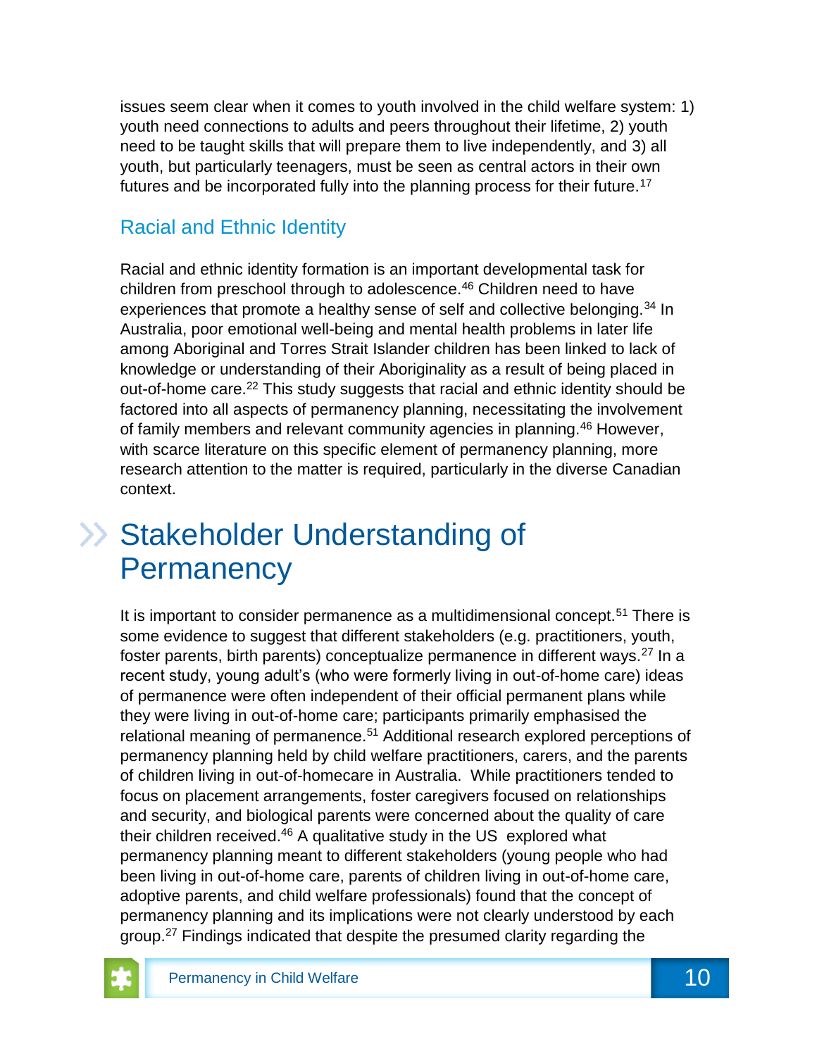issues seem clear when it comes to youth involved in the child welfare system: 1) youth need connections to adults and peers throughout their lifetime, 2) youth need to be taught skills that will prepare them to live independently, and 3) all youth, but particularly teenagers, must be seen as central actors in their own futures and be incorporated fully into the planning process for their future.[17]

### Racial and Ethnic Identity

Racial and ethnic identity formation is an important developmental task for children from preschool through to adolescence.[46] Children need to have experiences that promote a healthy sense of self and collective belonging.[34] In Australia, poor emotional well-being and mental health problems in later life among Aboriginal and Torres Strait Islander children has been linked to lack of knowledge or understanding of their Aboriginality as a result of being placed in out-of-home care.[22] This study suggests that racial and ethnic identity should be factored into all aspects of permanency planning, necessitating the involvement of family members and relevant community agencies in planning.[46] However, with scarce literature on this specific element of permanency planning, more research attention to the matter is required, particularly in the diverse Canadian context.

## Stakeholder Understanding of Permanency

It is important to consider permanence as a multidimensional concept.[51] There is some evidence to suggest that different stakeholders (e.g. practitioners, youth, foster parents, birth parents) conceptualize permanence in different ways.[27] In a recent study, young adult's (who were formerly living in out-of-home care) ideas of permanence were often independent of their official permanent plans while they were living in out-of-home care; participants primarily emphasised the relational meaning of permanence.[51] Additional research explored perceptions of permanency planning held by child welfare practitioners, carers, and the parents of children living in out-of-homecare in Australia. While practitioners tended to focus on placement arrangements, foster caregivers focused on relationships and security, and biological parents were concerned about the quality of care their children received.[46] A qualitative study in the US explored what permanency planning meant to different stakeholders (young people who had been living in out-of-home care, parents of children living in out-of-home care, adoptive parents, and child welfare professionals) found that the concept of permanency planning and its implications were not clearly understood by each group.[27] Findings indicated that despite the presumed clarity regarding the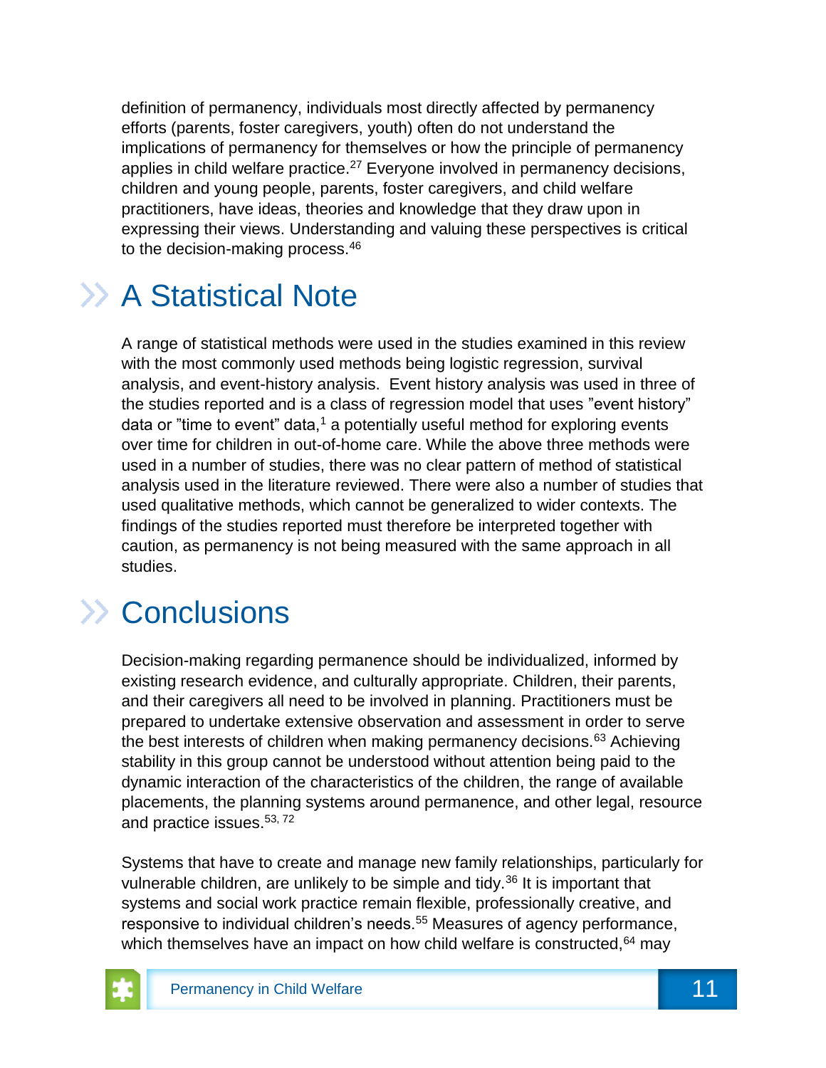definition of permanency, individuals most directly affected by permanency efforts (parents, foster caregivers, youth) often do not understand the implications of permanency for themselves or how the principle of permanency applies in child welfare practice.[27] Everyone involved in permanency decisions, children and young people, parents, foster caregivers, and child welfare practitioners, have ideas, theories and knowledge that they draw upon in expressing their views. Understanding and valuing these perspectives is critical to the decision-making process.[46]

## A Statistical Note

A range of statistical methods were used in the studies examined in this review with the most commonly used methods being logistic regression, survival analysis, and event-history analysis.  Event history analysis was used in three of the studies reported and is a class of regression model that uses "event history" data or "time to event" data,[1] a potentially useful method for exploring events over time for children in out-of-home care. While the above three methods were used in a number of studies, there was no clear pattern of method of statistical analysis used in the literature reviewed. There were also a number of studies that used qualitative methods, which cannot be generalized to wider contexts. The findings of the studies reported must therefore be interpreted together with caution, as permanency is not being measured with the same approach in all studies.

## Conclusions

Decision-making regarding permanence should be individualized, informed by existing research evidence, and culturally appropriate. Children, their parents, and their caregivers all need to be involved in planning. Practitioners must be prepared to undertake extensive observation and assessment in order to serve the best interests of children when making permanency decisions.[63] Achieving stability in this group cannot be understood without attention being paid to the dynamic interaction of the characteristics of the children, the range of available placements, the planning systems around permanence, and other legal, resource and practice issues.[53, 72]

Systems that have to create and manage new family relationships, particularly for vulnerable children, are unlikely to be simple and tidy.[36] It is important that systems and social work practice remain flexible, professionally creative, and responsive to individual children's needs.[55] Measures of agency performance, which themselves have an impact on how child welfare is constructed,[64] may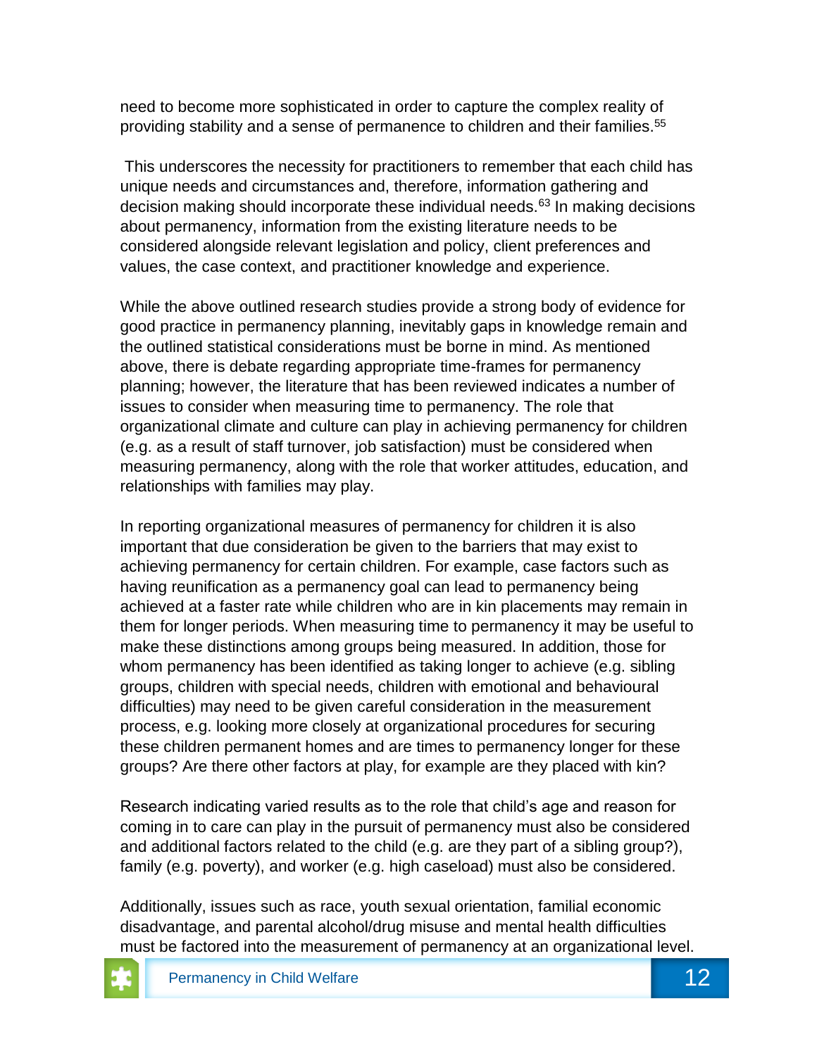need to become more sophisticated in order to capture the complex reality of providing stability and a sense of permanence to children and their families.[55]

This underscores the necessity for practitioners to remember that each child has unique needs and circumstances and, therefore, information gathering and decision making should incorporate these individual needs.[63] In making decisions about permanency, information from the existing literature needs to be considered alongside relevant legislation and policy, client preferences and values, the case context, and practitioner knowledge and experience.

While the above outlined research studies provide a strong body of evidence for good practice in permanency planning, inevitably gaps in knowledge remain and the outlined statistical considerations must be borne in mind. As mentioned above, there is debate regarding appropriate time-frames for permanency planning; however, the literature that has been reviewed indicates a number of issues to consider when measuring time to permanency. The role that organizational climate and culture can play in achieving permanency for children (e.g. as a result of staff turnover, job satisfaction) must be considered when measuring permanency, along with the role that worker attitudes, education, and relationships with families may play.

In reporting organizational measures of permanency for children it is also important that due consideration be given to the barriers that may exist to achieving permanency for certain children. For example, case factors such as having reunification as a permanency goal can lead to permanency being achieved at a faster rate while children who are in kin placements may remain in them for longer periods. When measuring time to permanency it may be useful to make these distinctions among groups being measured. In addition, those for whom permanency has been identified as taking longer to achieve (e.g. sibling groups, children with special needs, children with emotional and behavioural difficulties) may need to be given careful consideration in the measurement process, e.g. looking more closely at organizational procedures for securing these children permanent homes and are times to permanency longer for these groups? Are there other factors at play, for example are they placed with kin?

Research indicating varied results as to the role that child's age and reason for coming in to care can play in the pursuit of permanency must also be considered and additional factors related to the child (e.g. are they part of a sibling group?), family (e.g. poverty), and worker (e.g. high caseload) must also be considered.

Additionally, issues such as race, youth sexual orientation, familial economic disadvantage, and parental alcohol/drug misuse and mental health difficulties must be factored into the measurement of permanency at an organizational level.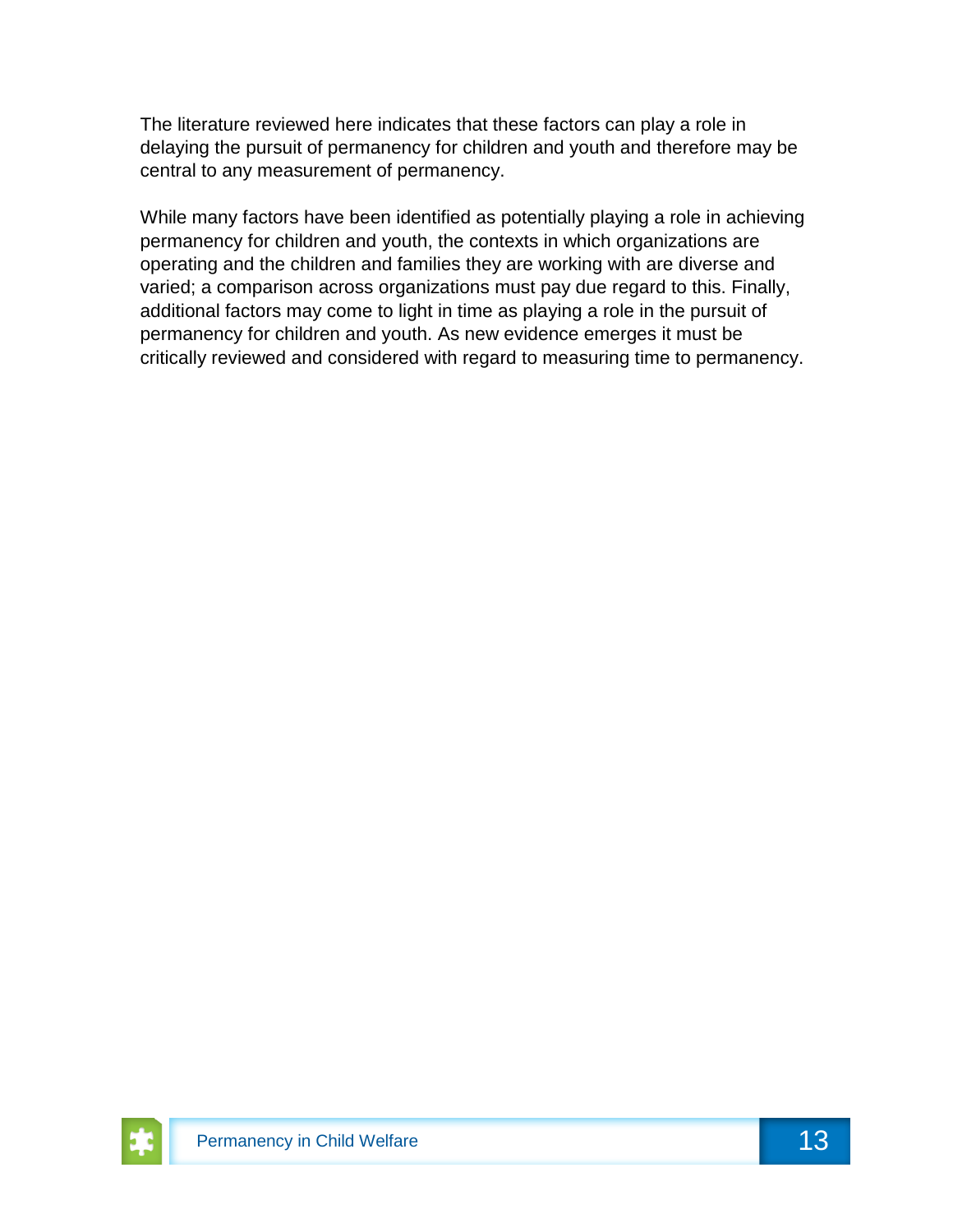The literature reviewed here indicates that these factors can play a role in delaying the pursuit of permanency for children and youth and therefore may be central to any measurement of permanency.

While many factors have been identified as potentially playing a role in achieving permanency for children and youth, the contexts in which organizations are operating and the children and families they are working with are diverse and varied; a comparison across organizations must pay due regard to this. Finally, additional factors may come to light in time as playing a role in the pursuit of permanency for children and youth. As new evidence emerges it must be critically reviewed and considered with regard to measuring time to permanency.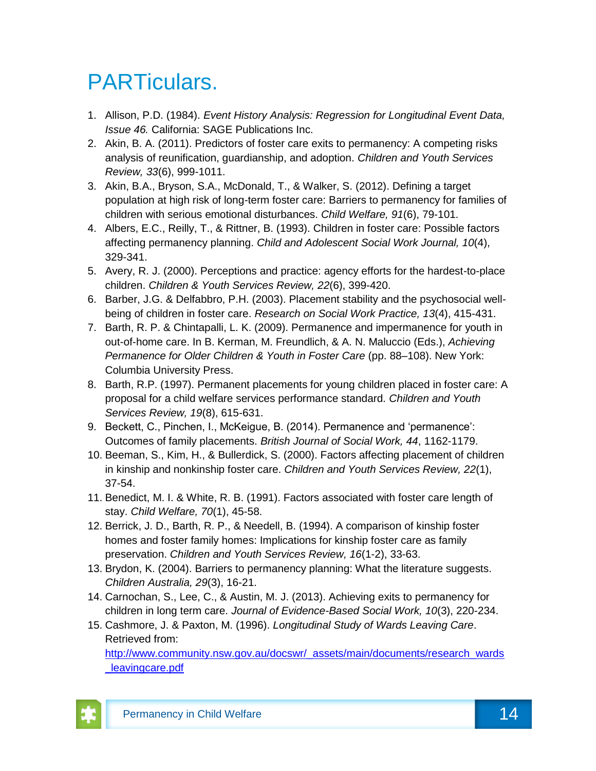# PARTiculars.

1. Allison, P.D. (1984). *Event History Analysis: Regression for Longitudinal Event Data, Issue 46.* California: SAGE Publications Inc.
2. Akin, B. A. (2011). Predictors of foster care exits to permanency: A competing risks analysis of reunification, guardianship, and adoption. *Children and Youth Services Review, 33*(6), 999-1011.
3. Akin, B.A., Bryson, S.A., McDonald, T., & Walker, S. (2012). Defining a target population at high risk of long-term foster care: Barriers to permanency for families of children with serious emotional disturbances. *Child Welfare, 91*(6), 79-101.
4. Albers, E.C., Reilly, T., & Rittner, B. (1993). Children in foster care: Possible factors affecting permanency planning. *Child and Adolescent Social Work Journal, 10*(4), 329-341.
5. Avery, R. J. (2000). Perceptions and practice: agency efforts for the hardest-to-place children. *Children & Youth Services Review, 22*(6), 399-420.
6. Barber, J.G. & Delfabbro, P.H. (2003). Placement stability and the psychosocial well-being of children in foster care. *Research on Social Work Practice, 13*(4), 415-431.
7. Barth, R. P. & Chintapalli, L. K. (2009). Permanence and impermanence for youth in out-of-home care. In B. Kerman, M. Freundlich, & A. N. Maluccio (Eds.), *Achieving Permanence for Older Children & Youth in Foster Care* (pp. 88–108). New York: Columbia University Press.
8. Barth, R.P. (1997). Permanent placements for young children placed in foster care: A proposal for a child welfare services performance standard. *Children and Youth Services Review, 19*(8), 615-631.
9. Beckett, C., Pinchen, I., McKeigue, B. (2014). Permanence and 'permanence': Outcomes of family placements. *British Journal of Social Work, 44*, 1162-1179.
10. Beeman, S., Kim, H., & Bullerdick, S. (2000). Factors affecting placement of children in kinship and nonkinship foster care. *Children and Youth Services Review, 22*(1), 37-54.
11. Benedict, M. I. & White, R. B. (1991). Factors associated with foster care length of stay. *Child Welfare, 70*(1), 45-58.
12. Berrick, J. D., Barth, R. P., & Needell, B. (1994). A comparison of kinship foster homes and foster family homes: Implications for kinship foster care as family preservation. *Children and Youth Services Review, 16*(1-2), 33-63.
13. Brydon, K. (2004). Barriers to permanency planning: What the literature suggests. *Children Australia, 29*(3), 16-21.
14. Carnochan, S., Lee, C., & Austin, M. J. (2013). Achieving exits to permanency for children in long term care. *Journal of Evidence-Based Social Work, 10*(3), 220-234.
15. Cashmore, J. & Paxton, M. (1996). *Longitudinal Study of Wards Leaving Care*. Retrieved from: http://www.community.nsw.gov.au/docswr/_assets/main/documents/research_wards_leavingcare.pdf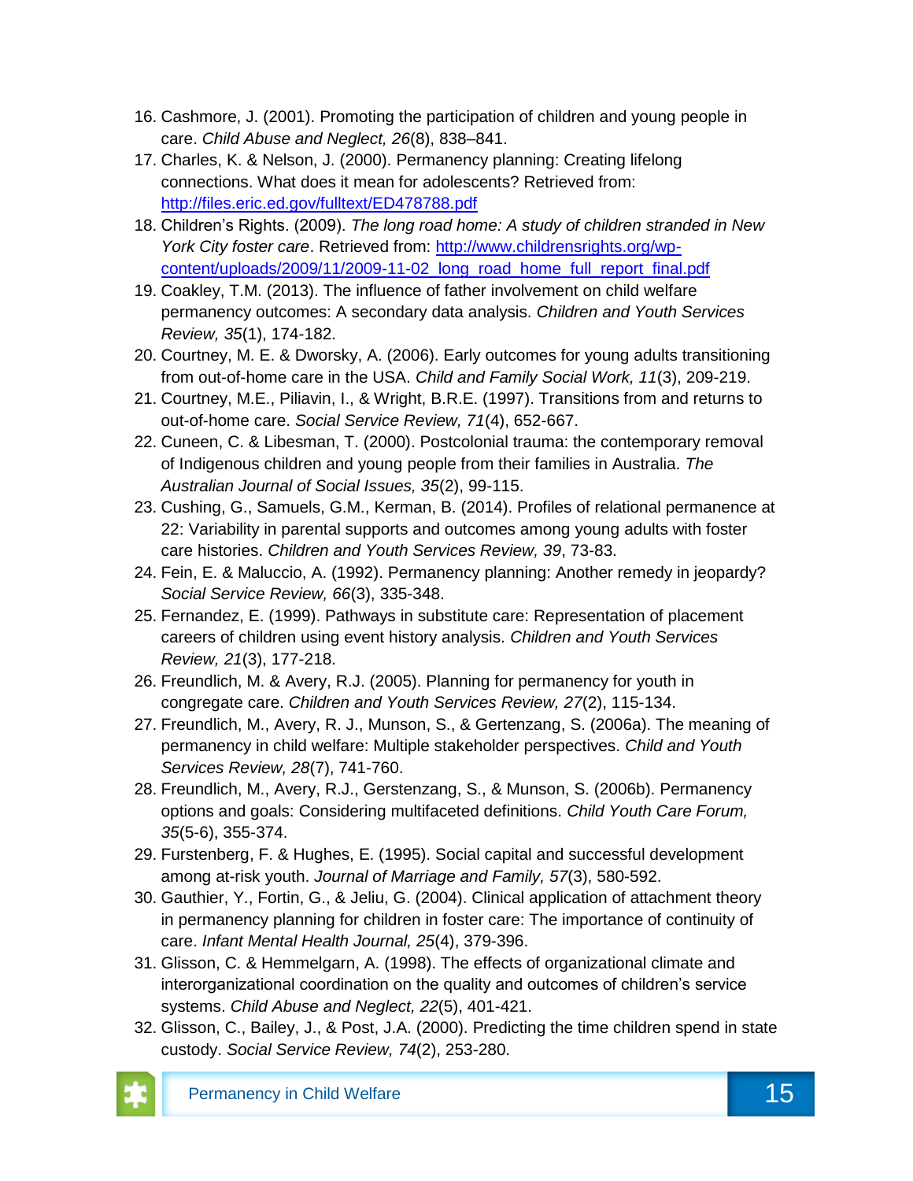16. Cashmore, J. (2001). Promoting the participation of children and young people in care. *Child Abuse and Neglect, 26*(8), 838–841.
17. Charles, K. & Nelson, J. (2000). Permanency planning: Creating lifelong connections. What does it mean for adolescents? Retrieved from: [http://files.eric.ed.gov/fulltext/ED478788.pdf](http://files.eric.ed.gov/fulltext/ED478788.pdf)
18. Children's Rights. (2009). *The long road home: A study of children stranded in New York City foster care*. Retrieved from: [http://www.childrensrights.org/wp-content/uploads/2009/11/2009-11-02_long_road_home_full_report_final.pdf](http://www.childrensrights.org/wp-content/uploads/2009/11/2009-11-02_long_road_home_full_report_final.pdf)
19. Coakley, T.M. (2013). The influence of father involvement on child welfare permanency outcomes: A secondary data analysis. *Children and Youth Services Review, 35*(1), 174-182.
20. Courtney, M. E. & Dworsky, A. (2006). Early outcomes for young adults transitioning from out-of-home care in the USA. *Child and Family Social Work, 11*(3), 209-219.
21. Courtney, M.E., Piliavin, I., & Wright, B.R.E. (1997). Transitions from and returns to out-of-home care. *Social Service Review, 71*(4), 652-667.
22. Cuneen, C. & Libesman, T. (2000). Postcolonial trauma: the contemporary removal of Indigenous children and young people from their families in Australia. *The Australian Journal of Social Issues, 35*(2), 99-115.
23. Cushing, G., Samuels, G.M., Kerman, B. (2014). Profiles of relational permanence at 22: Variability in parental supports and outcomes among young adults with foster care histories. *Children and Youth Services Review, 39*, 73-83.
24. Fein, E. & Maluccio, A. (1992). Permanency planning: Another remedy in jeopardy? *Social Service Review, 66*(3), 335-348.
25. Fernandez, E. (1999). Pathways in substitute care: Representation of placement careers of children using event history analysis. *Children and Youth Services Review, 21*(3), 177-218.
26. Freundlich, M. & Avery, R.J. (2005). Planning for permanency for youth in congregate care. *Children and Youth Services Review, 27*(2), 115-134.
27. Freundlich, M., Avery, R. J., Munson, S., & Gertenzang, S. (2006a). The meaning of permanency in child welfare: Multiple stakeholder perspectives. *Child and Youth Services Review, 28*(7), 741-760.
28. Freundlich, M., Avery, R.J., Gerstenzang, S., & Munson, S. (2006b). Permanency options and goals: Considering multifaceted definitions. *Child Youth Care Forum, 35*(5-6), 355-374.
29. Furstenberg, F. & Hughes, E. (1995). Social capital and successful development among at-risk youth. *Journal of Marriage and Family, 57*(3), 580-592.
30. Gauthier, Y., Fortin, G., & Jeliu, G. (2004). Clinical application of attachment theory in permanency planning for children in foster care: The importance of continuity of care. *Infant Mental Health Journal, 25*(4), 379-396.
31. Glisson, C. & Hemmelgarn, A. (1998). The effects of organizational climate and interorganizational coordination on the quality and outcomes of children's service systems. *Child Abuse and Neglect, 22*(5), 401-421.
32. Glisson, C., Bailey, J., & Post, J.A. (2000). Predicting the time children spend in state custody. *Social Service Review, 74*(2), 253-280.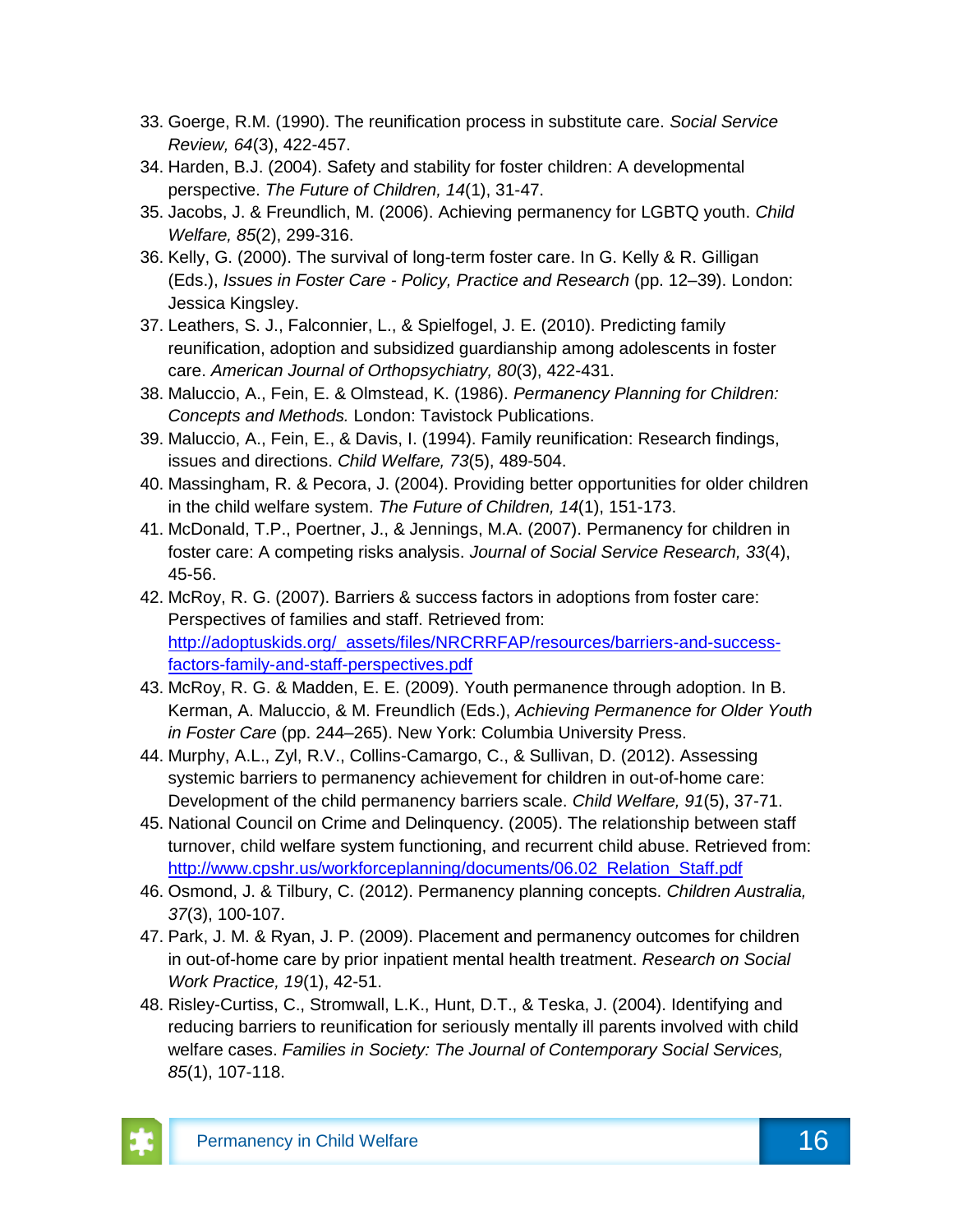33. Goerge, R.M. (1990). The reunification process in substitute care. *Social Service Review, 64*(3), 422-457.
34. Harden, B.J. (2004). Safety and stability for foster children: A developmental perspective. *The Future of Children, 14*(1), 31-47.
35. Jacobs, J. & Freundlich, M. (2006). Achieving permanency for LGBTQ youth. *Child Welfare, 85*(2), 299-316.
36. Kelly, G. (2000). The survival of long-term foster care. In G. Kelly & R. Gilligan (Eds.), *Issues in Foster Care - Policy, Practice and Research* (pp. 12–39). London: Jessica Kingsley.
37. Leathers, S. J., Falconnier, L., & Spielfogel, J. E. (2010). Predicting family reunification, adoption and subsidized guardianship among adolescents in foster care. *American Journal of Orthopsychiatry, 80*(3), 422-431.
38. Maluccio, A., Fein, E. & Olmstead, K. (1986). *Permanency Planning for Children: Concepts and Methods.* London: Tavistock Publications.
39. Maluccio, A., Fein, E., & Davis, I. (1994). Family reunification: Research findings, issues and directions. *Child Welfare, 73*(5), 489-504.
40. Massingham, R. & Pecora, J. (2004). Providing better opportunities for older children in the child welfare system. *The Future of Children, 14*(1), 151-173.
41. McDonald, T.P., Poertner, J., & Jennings, M.A. (2007). Permanency for children in foster care: A competing risks analysis. *Journal of Social Service Research, 33*(4), 45-56.
42. McRoy, R. G. (2007). Barriers & success factors in adoptions from foster care: Perspectives of families and staff. Retrieved from: [http://adoptuskids.org/_assets/files/NRCRRFAP/resources/barriers-and-success-factors-family-and-staff-perspectives.pdf](http://adoptuskids.org/_assets/files/NRCRRFAP/resources/barriers-and-success-factors-family-and-staff-perspectives.pdf)
43. McRoy, R. G. & Madden, E. E. (2009). Youth permanence through adoption. In B. Kerman, A. Maluccio, & M. Freundlich (Eds.), *Achieving Permanence for Older Youth in Foster Care* (pp. 244–265). New York: Columbia University Press.
44. Murphy, A.L., Zyl, R.V., Collins-Camargo, C., & Sullivan, D. (2012). Assessing systemic barriers to permanency achievement for children in out-of-home care: Development of the child permanency barriers scale. *Child Welfare, 91*(5), 37-71.
45. National Council on Crime and Delinquency. (2005). The relationship between staff turnover, child welfare system functioning, and recurrent child abuse. Retrieved from: [http://www.cpshr.us/workforceplanning/documents/06.02_Relation_Staff.pdf](http://www.cpshr.us/workforceplanning/documents/06.02_Relation_Staff.pdf)
46. Osmond, J. & Tilbury, C. (2012). Permanency planning concepts. *Children Australia, 37*(3), 100-107.
47. Park, J. M. & Ryan, J. P. (2009). Placement and permanency outcomes for children in out-of-home care by prior inpatient mental health treatment. *Research on Social Work Practice, 19*(1), 42-51.
48. Risley-Curtiss, C., Stromwall, L.K., Hunt, D.T., & Teska, J. (2004). Identifying and reducing barriers to reunification for seriously mentally ill parents involved with child welfare cases. *Families in Society: The Journal of Contemporary Social Services, 85*(1), 107-118.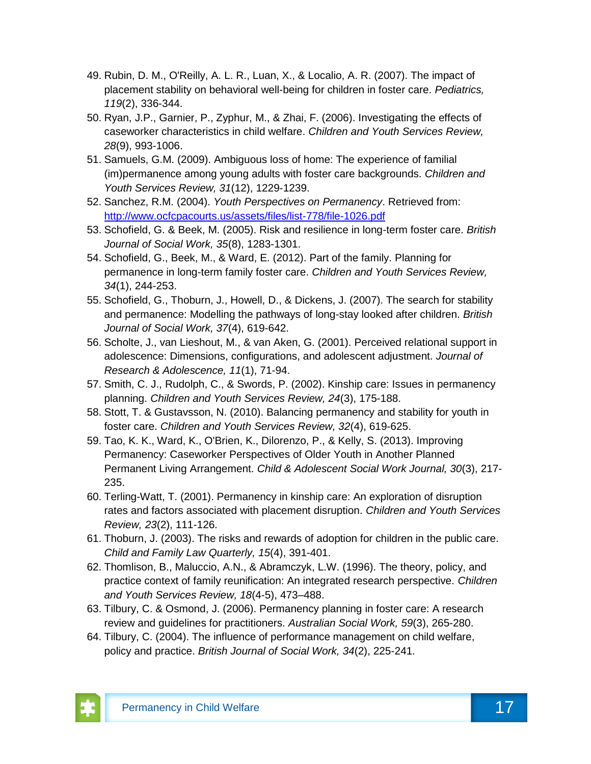49. Rubin, D. M., O'Reilly, A. L. R., Luan, X., & Localio, A. R. (2007). The impact of placement stability on behavioral well-being for children in foster care. *Pediatrics, 119*(2), 336-344.
50. Ryan, J.P., Garnier, P., Zyphur, M., & Zhai, F. (2006). Investigating the effects of caseworker characteristics in child welfare. *Children and Youth Services Review, 28*(9), 993-1006.
51. Samuels, G.M. (2009). Ambiguous loss of home: The experience of familial (im)permanence among young adults with foster care backgrounds. *Children and Youth Services Review, 31*(12), 1229-1239.
52. Sanchez, R.M. (2004). *Youth Perspectives on Permanency*. Retrieved from: http://www.ocfcpacourts.us/assets/files/list-778/file-1026.pdf
53. Schofield, G. & Beek, M. (2005). Risk and resilience in long-term foster care. *British Journal of Social Work, 35*(8), 1283-1301.
54. Schofield, G., Beek, M., & Ward, E. (2012). Part of the family. Planning for permanence in long-term family foster care. *Children and Youth Services Review, 34*(1), 244-253.
55. Schofield, G., Thoburn, J., Howell, D., & Dickens, J. (2007). The search for stability and permanence: Modelling the pathways of long-stay looked after children. *British Journal of Social Work, 37*(4), 619-642.
56. Scholte, J., van Lieshout, M., & van Aken, G. (2001). Perceived relational support in adolescence: Dimensions, configurations, and adolescent adjustment. *Journal of Research & Adolescence, 11*(1), 71-94.
57. Smith, C. J., Rudolph, C., & Swords, P. (2002). Kinship care: Issues in permanency planning. *Children and Youth Services Review, 24*(3), 175-188.
58. Stott, T. & Gustavsson, N. (2010). Balancing permanency and stability for youth in foster care. *Children and Youth Services Review, 32*(4), 619-625.
59. Tao, K. K., Ward, K., O'Brien, K., Dilorenzo, P., & Kelly, S. (2013). Improving Permanency: Caseworker Perspectives of Older Youth in Another Planned Permanent Living Arrangement. *Child & Adolescent Social Work Journal, 30*(3), 217-235.
60. Terling-Watt, T. (2001). Permanency in kinship care: An exploration of disruption rates and factors associated with placement disruption. *Children and Youth Services Review, 23*(2), 111-126.
61. Thoburn, J. (2003). The risks and rewards of adoption for children in the public care. *Child and Family Law Quarterly, 15*(4), 391-401.
62. Thomlison, B., Maluccio, A.N., & Abramczyk, L.W. (1996). The theory, policy, and practice context of family reunification: An integrated research perspective. *Children and Youth Services Review, 18*(4-5), 473–488.
63. Tilbury, C. & Osmond, J. (2006). Permanency planning in foster care: A research review and guidelines for practitioners. *Australian Social Work, 59*(3), 265-280.
64. Tilbury, C. (2004). The influence of performance management on child welfare, policy and practice. *British Journal of Social Work, 34*(2), 225-241.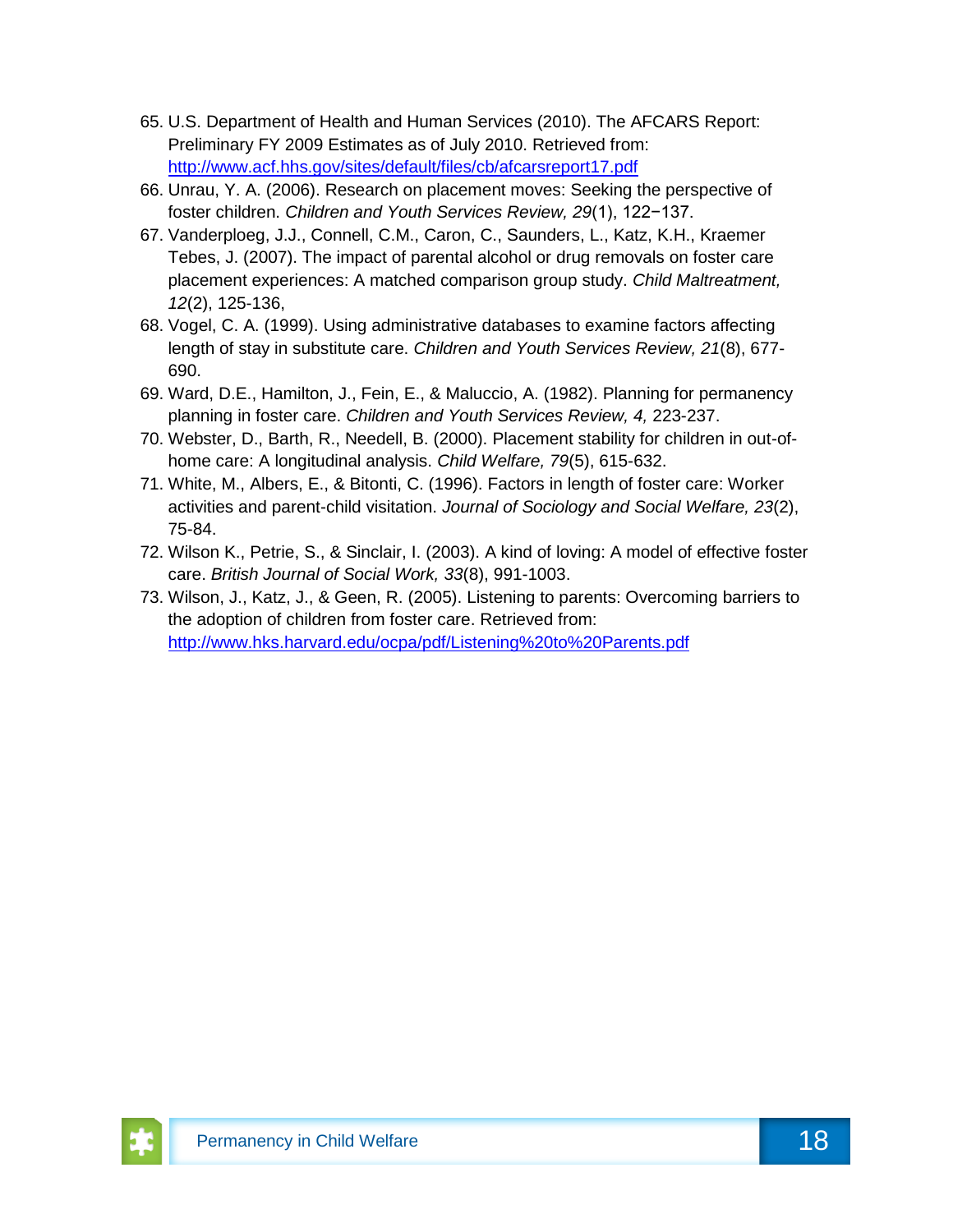65. U.S. Department of Health and Human Services (2010). The AFCARS Report: Preliminary FY 2009 Estimates as of July 2010. Retrieved from: http://www.acf.hhs.gov/sites/default/files/cb/afcarsreport17.pdf
66. Unrau, Y. A. (2006). Research on placement moves: Seeking the perspective of foster children. *Children and Youth Services Review, 29*(1), 122−137.
67. Vanderploeg, J.J., Connell, C.M., Caron, C., Saunders, L., Katz, K.H., Kraemer Tebes, J. (2007). The impact of parental alcohol or drug removals on foster care placement experiences: A matched comparison group study. *Child Maltreatment, 12*(2), 125-136,
68. Vogel, C. A. (1999). Using administrative databases to examine factors affecting length of stay in substitute care. *Children and Youth Services Review, 21*(8), 677-690.
69. Ward, D.E., Hamilton, J., Fein, E., & Maluccio, A. (1982). Planning for permanency planning in foster care. *Children and Youth Services Review, 4,* 223-237.
70. Webster, D., Barth, R., Needell, B. (2000). Placement stability for children in out-of-home care: A longitudinal analysis. *Child Welfare, 79*(5), 615-632.
71. White, M., Albers, E., & Bitonti, C. (1996). Factors in length of foster care: Worker activities and parent-child visitation. *Journal of Sociology and Social Welfare, 23*(2), 75-84.
72. Wilson K., Petrie, S., & Sinclair, I. (2003). A kind of loving: A model of effective foster care. *British Journal of Social Work, 33*(8), 991-1003.
73. Wilson, J., Katz, J., & Geen, R. (2005). Listening to parents: Overcoming barriers to the adoption of children from foster care. Retrieved from: http://www.hks.harvard.edu/ocpa/pdf/Listening%20to%20Parents.pdf